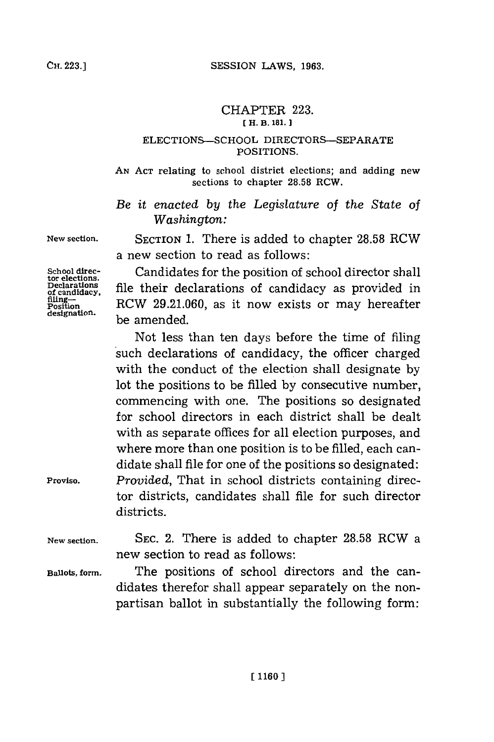# CHAPTER 223.

**[ H. B. 181. ]**

## ELECTIONS—SCHOOL DIRECTORS—SEPARATE POSITIONS.

AN ACT relating to school district elections; and adding new sections to chapter 28.58 RCW.

*Be it enacted by the Legislature of the State of Washington:*

New section.

SECTION 1. There is added to chapter 28.58 RCW a new section to read as follows:

School director elections. Declarations of candidacy, filing—Position designation.

Candidates for the position of school director shall file their declarations of candidacy as provided in RCW 29.21.060, as it now exists or may hereafter be amended.

Not less than ten days before the time of filing such declarations of candidacy, the officer charged with the conduct of the election shall designate by lot the positions to be filled by consecutive number, commencing with one. The positions so designated for school directors in each district shall be dealt with as separate offices for all election purposes, and where more than one position is to be filled, each candidate shall file for one of the positions so designated:

Proviso.

*Provided*, That in school districts containing director districts, candidates shall file for such director districts.

New section.

SEC. 2. There is added to chapter 28.58 RCW a new section to read as follows:

Ballots, form.

The positions of school directors and the candidates therefor shall appear separately on the nonpartisan ballot in substantially the following form: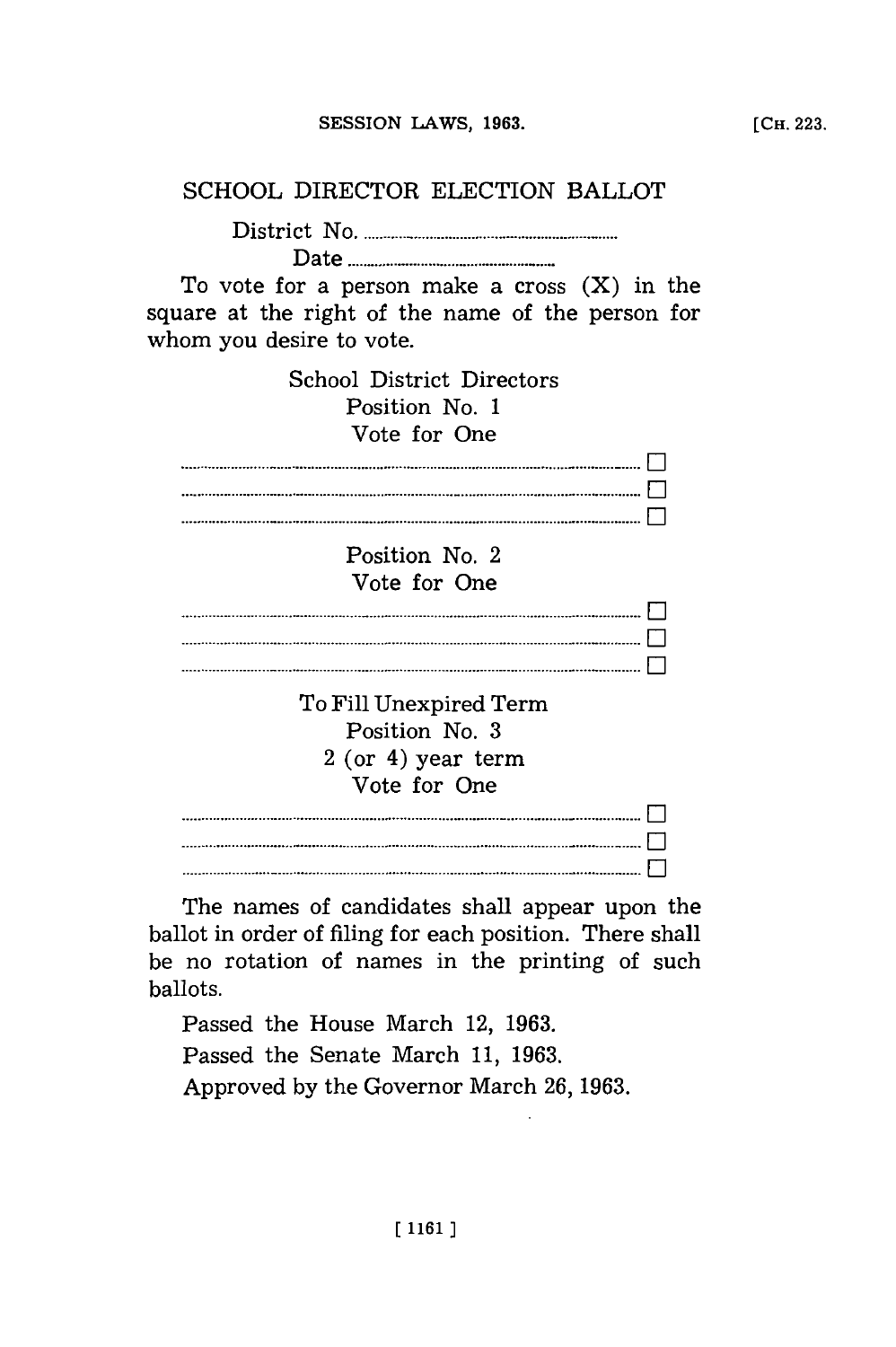SCHOOL DIRECTOR ELECTION BALLOT

District No. ..........................................

Date ..........................................

To vote for a person make a cross (X) in the square at the right of the name of the person for whom you desire to vote.

School District Directors

Position No. 1

Vote for One

.......................................................................................... ☐

.......................................................................................... ☐

.......................................................................................... ☐

Position No. 2

Vote for One

.......................................................................................... ☐

.......................................................................................... ☐

.......................................................................................... ☐

To Fill Unexpired Term

Position No. 3

2 (or 4) year term

Vote for One

.......................................................................................... ☐

.......................................................................................... ☐

.......................................................................................... ☐

The names of candidates shall appear upon the ballot in order of filing for each position. There shall be no rotation of names in the printing of such ballots.

Passed the House March 12, 1963.

Passed the Senate March 11, 1963.

Approved by the Governor March 26, 1963.